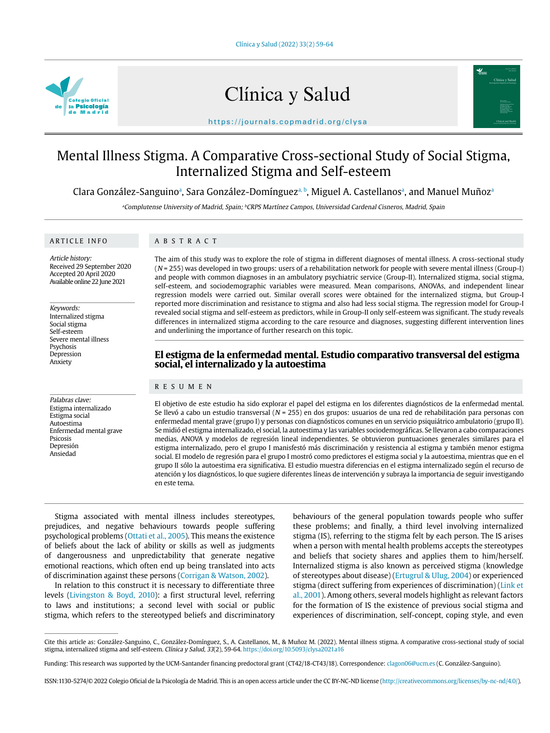# Mental Illness Stigma. A Comparative Cross-sectional Study of Social Stigma, Internalized Stigma and Self-esteem

Clara González-Sanguino[a], Sara González-Domínguez[a, b], Miguel A. Castellanos[a], and Manuel Muñoz[a]

[a]Complutense University of Madrid, Spain; [b]CRPS Martínez Campos, Universidad Cardenal Cisneros, Madrid, Spain

## ARTICLE INFO

*Article history:*
Received 29 September 2020
Accepted 20 April 2020
Available online 22 June 2021

*Keywords:*
Internalized stigma
Social stigma
Self-esteem
Severe mental illness
Psychosis
Depression
Anxiety

*Palabras clave:*
Estigma internalizado
Estigma social
Autoestima
Enfermedad mental grave
Psicosis
Depresión
Ansiedad

## ABSTRACT

The aim of this study was to explore the role of stigma in different diagnoses of mental illness. A cross-sectional study (*N* = 255) was developed in two groups: users of a rehabilitation network for people with severe mental illness (Group-I) and people with common diagnoses in an ambulatory psychiatric service (Group-II). Internalized stigma, social stigma, self-esteem, and sociodemographic variables were measured. Mean comparisons, ANOVAs, and independent linear regression models were carried out. Similar overall scores were obtained for the internalized stigma, but Group-I reported more discrimination and resistance to stigma and also had less social stigma. The regression model for Group-I revealed social stigma and self-esteem as predictors, while in Group-II only self-esteem was significant. The study reveals differences in internalized stigma according to the care resource and diagnoses, suggesting different intervention lines and underlining the importance of further research on this topic.

## El estigma de la enfermedad mental. Estudio comparativo transversal del estigma social, el internalizado y la autoestima

## RESUMEN

El objetivo de este estudio ha sido explorar el papel del estigma en los diferentes diagnósticos de la enfermedad mental. Se llevó a cabo un estudio transversal (*N* = 255) en dos grupos: usuarios de una red de rehabilitación para personas con enfermedad mental grave (grupo I) y personas con diagnósticos comunes en un servicio psiquiátrico ambulatorio (grupo II). Se midió el estigma internalizado, el social, la autoestima y las variables sociodemográficas. Se llevaron a cabo comparaciones medias, ANOVA y modelos de regresión lineal independientes. Se obtuvieron puntuaciones generales similares para el estigma internalizado, pero el grupo I manifestó más discriminación y resistencia al estigma y también menor estigma social. El modelo de regresión para el grupo I mostró como predictores el estigma social y la autoestima, mientras que en el grupo II sólo la autoestima era significativa. El estudio muestra diferencias en el estigma internalizado según el recurso de atención y los diagnósticos, lo que sugiere diferentes líneas de intervención y subraya la importancia de seguir investigando en este tema.

Stigma associated with mental illness includes stereotypes, prejudices, and negative behaviours towards people suffering psychological problems (Ottati et al., 2005). This means the existence of beliefs about the lack of ability or skills as well as judgments of dangerousness and unpredictability that generate negative emotional reactions, which often end up being translated into acts of discrimination against these persons (Corrigan & Watson, 2002).

In relation to this construct it is necessary to differentiate three levels (Livingston & Boyd, 2010): a first structural level, referring to laws and institutions; a second level with social or public stigma, which refers to the stereotyped beliefs and discriminatory behaviours of the general population towards people who suffer these problems; and finally, a third level involving internalized stigma (IS), referring to the stigma felt by each person. The IS arises when a person with mental health problems accepts the stereotypes and beliefs that society shares and applies them to him/herself. Internalized stigma is also known as perceived stigma (knowledge of stereotypes about disease) (Ertugrul & Ulug, 2004) or experienced stigma (direct suffering from experiences of discrimination) (Link et al., 2001). Among others, several models highlight as relevant factors for the formation of IS the existence of previous social stigma and experiences of discrimination, self-concept, coping style, and even

Cite this article as: González-Sanguino, C., González-Domínguez, S., A. Castellanos, M., & Muñoz M. (2022). Mental illness stigma. A comparative cross-sectional study of social stigma, internalized stigma and self-esteem. *Clínica y Salud, 33*(2), 59-64. https://doi.org/10.5093/clysa2021a16

Funding: This research was supported by the UCM-Santander financing predoctoral grant (CT42/18-CT43/18). Correspondence: clagon06@ucm.es (C. González-Sanguino).

ISSN:1130-5274/© 2022 Colegio Oficial de la Psicología de Madrid. This is an open access article under the CC BY-NC-ND license (http://creativecommons.org/licenses/by-nc-nd/4.0/).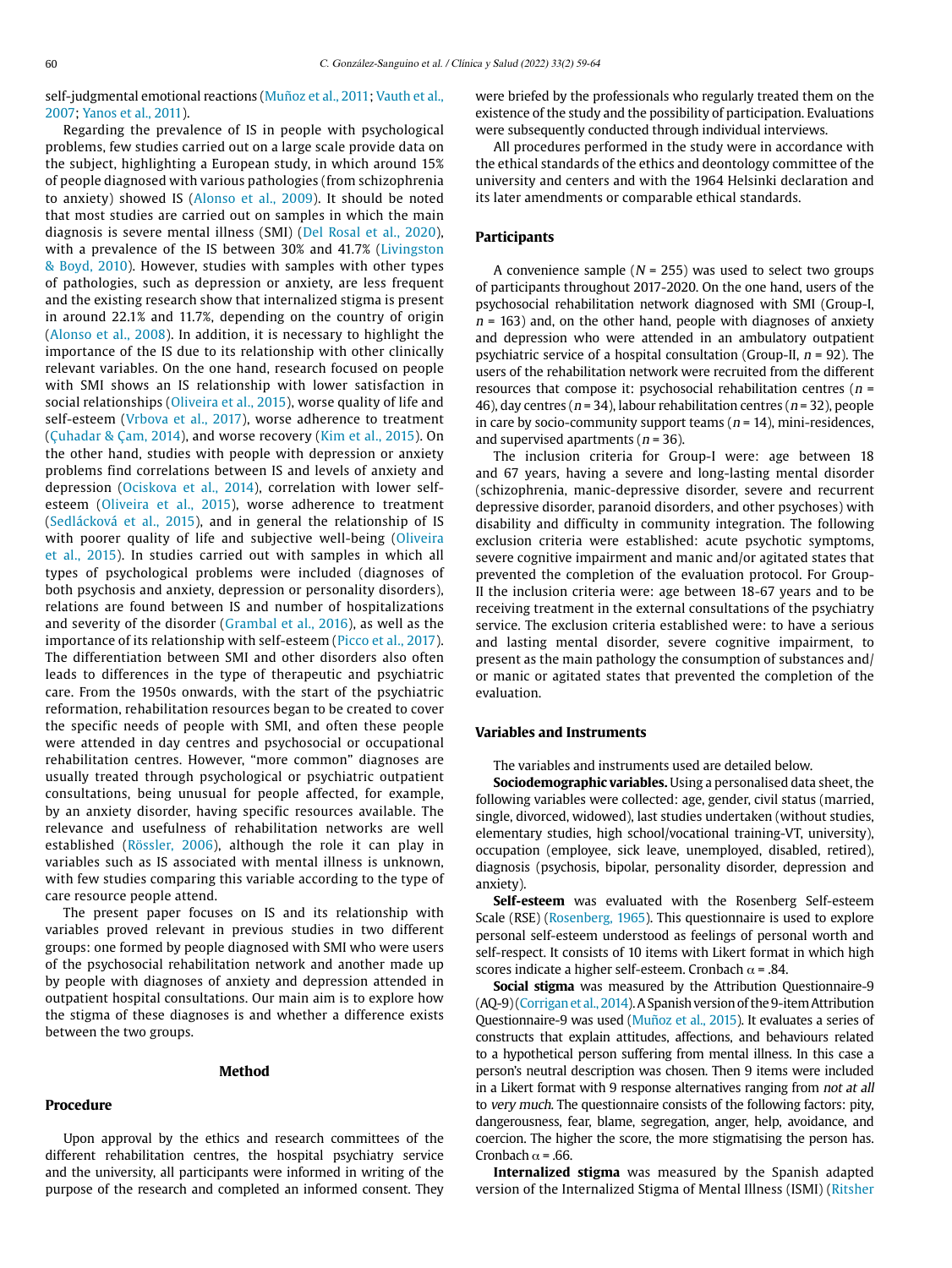self-judgmental emotional reactions (Muñoz et al., 2011; Vauth et al., 2007; Yanos et al., 2011).

Regarding the prevalence of IS in people with psychological problems, few studies carried out on a large scale provide data on the subject, highlighting a European study, in which around 15% of people diagnosed with various pathologies (from schizophrenia to anxiety) showed IS (Alonso et al., 2009). It should be noted that most studies are carried out on samples in which the main diagnosis is severe mental illness (SMI) (Del Rosal et al., 2020), with a prevalence of the IS between 30% and 41.7% (Livingston & Boyd, 2010). However, studies with samples with other types of pathologies, such as depression or anxiety, are less frequent and the existing research show that internalized stigma is present in around 22.1% and 11.7%, depending on the country of origin (Alonso et al., 2008). In addition, it is necessary to highlight the importance of the IS due to its relationship with other clinically relevant variables. On the one hand, research focused on people with SMI shows an IS relationship with lower satisfaction in social relationships (Oliveira et al., 2015), worse quality of life and self-esteem (Vrbova et al., 2017), worse adherence to treatment (Çuhadar & Çam, 2014), and worse recovery (Kim et al., 2015). On the other hand, studies with people with depression or anxiety problems find correlations between IS and levels of anxiety and depression (Ociskova et al., 2014), correlation with lower self-esteem (Oliveira et al., 2015), worse adherence to treatment (Sedlácková et al., 2015), and in general the relationship of IS with poorer quality of life and subjective well-being (Oliveira et al., 2015). In studies carried out with samples in which all types of psychological problems were included (diagnoses of both psychosis and anxiety, depression or personality disorders), relations are found between IS and number of hospitalizations and severity of the disorder (Grambal et al., 2016), as well as the importance of its relationship with self-esteem (Picco et al., 2017). The differentiation between SMI and other disorders also often leads to differences in the type of therapeutic and psychiatric care. From the 1950s onwards, with the start of the psychiatric reformation, rehabilitation resources began to be created to cover the specific needs of people with SMI, and often these people were attended in day centres and psychosocial or occupational rehabilitation centres. However, "more common" diagnoses are usually treated through psychological or psychiatric outpatient consultations, being unusual for people affected, for example, by an anxiety disorder, having specific resources available. The relevance and usefulness of rehabilitation networks are well established (Rössler, 2006), although the role it can play in variables such as IS associated with mental illness is unknown, with few studies comparing this variable according to the type of care resource people attend.

The present paper focuses on IS and its relationship with variables proved relevant in previous studies in two different groups: one formed by people diagnosed with SMI who were users of the psychosocial rehabilitation network and another made up by people with diagnoses of anxiety and depression attended in outpatient hospital consultations. Our main aim is to explore how the stigma of these diagnoses is and whether a difference exists between the two groups.

## Method

### Procedure

Upon approval by the ethics and research committees of the different rehabilitation centres, the hospital psychiatry service and the university, all participants were informed in writing of the purpose of the research and completed an informed consent. They were briefed by the professionals who regularly treated them on the existence of the study and the possibility of participation. Evaluations were subsequently conducted through individual interviews.

All procedures performed in the study were in accordance with the ethical standards of the ethics and deontology committee of the university and centers and with the 1964 Helsinki declaration and its later amendments or comparable ethical standards.

### Participants

A convenience sample ($N$ = 255) was used to select two groups of participants throughout 2017-2020. On the one hand, users of the psychosocial rehabilitation network diagnosed with SMI (Group-I, $n$ = 163) and, on the other hand, people with diagnoses of anxiety and depression who were attended in an ambulatory outpatient psychiatric service of a hospital consultation (Group-II, $n$ = 92). The users of the rehabilitation network were recruited from the different resources that compose it: psychosocial rehabilitation centres ($n$ = 46), day centres ($n$ = 34), labour rehabilitation centres ($n$ = 32), people in care by socio-community support teams ($n$ = 14), mini-residences, and supervised apartments ($n$ = 36).

The inclusion criteria for Group-I were: age between 18 and 67 years, having a severe and long-lasting mental disorder (schizophrenia, manic-depressive disorder, severe and recurrent depressive disorder, paranoid disorders, and other psychoses) with disability and difficulty in community integration. The following exclusion criteria were established: acute psychotic symptoms, severe cognitive impairment and manic and/or agitated states that prevented the completion of the evaluation protocol. For Group-II the inclusion criteria were: age between 18-67 years and to be receiving treatment in the external consultations of the psychiatry service. The exclusion criteria established were: to have a serious and lasting mental disorder, severe cognitive impairment, to present as the main pathology the consumption of substances and/or manic or agitated states that prevented the completion of the evaluation.

### Variables and Instruments

The variables and instruments used are detailed below.

**Sociodemographic variables.** Using a personalised data sheet, the following variables were collected: age, gender, civil status (married, single, divorced, widowed), last studies undertaken (without studies, elementary studies, high school/vocational training-VT, university), occupation (employee, sick leave, unemployed, disabled, retired), diagnosis (psychosis, bipolar, personality disorder, depression and anxiety).

**Self-esteem** was evaluated with the Rosenberg Self-esteem Scale (RSE) (Rosenberg, 1965). This questionnaire is used to explore personal self-esteem understood as feelings of personal worth and self-respect. It consists of 10 items with Likert format in which high scores indicate a higher self-esteem. Cronbach $\alpha$ = .84.

**Social stigma** was measured by the Attribution Questionnaire-9 (AQ-9) (Corrigan et al., 2014). A Spanish version of the 9-item Attribution Questionnaire-9 was used (Muñoz et al., 2015). It evaluates a series of constructs that explain attitudes, affections, and behaviours related to a hypothetical person suffering from mental illness. In this case a person's neutral description was chosen. Then 9 items were included in a Likert format with 9 response alternatives ranging from *not at all* to *very much*. The questionnaire consists of the following factors: pity, dangerousness, fear, blame, segregation, anger, help, avoidance, and coercion. The higher the score, the more stigmatising the person has. Cronbach $\alpha$ = .66.

**Internalized stigma** was measured by the Spanish adapted version of the Internalized Stigma of Mental Illness (ISMI) (Ritsher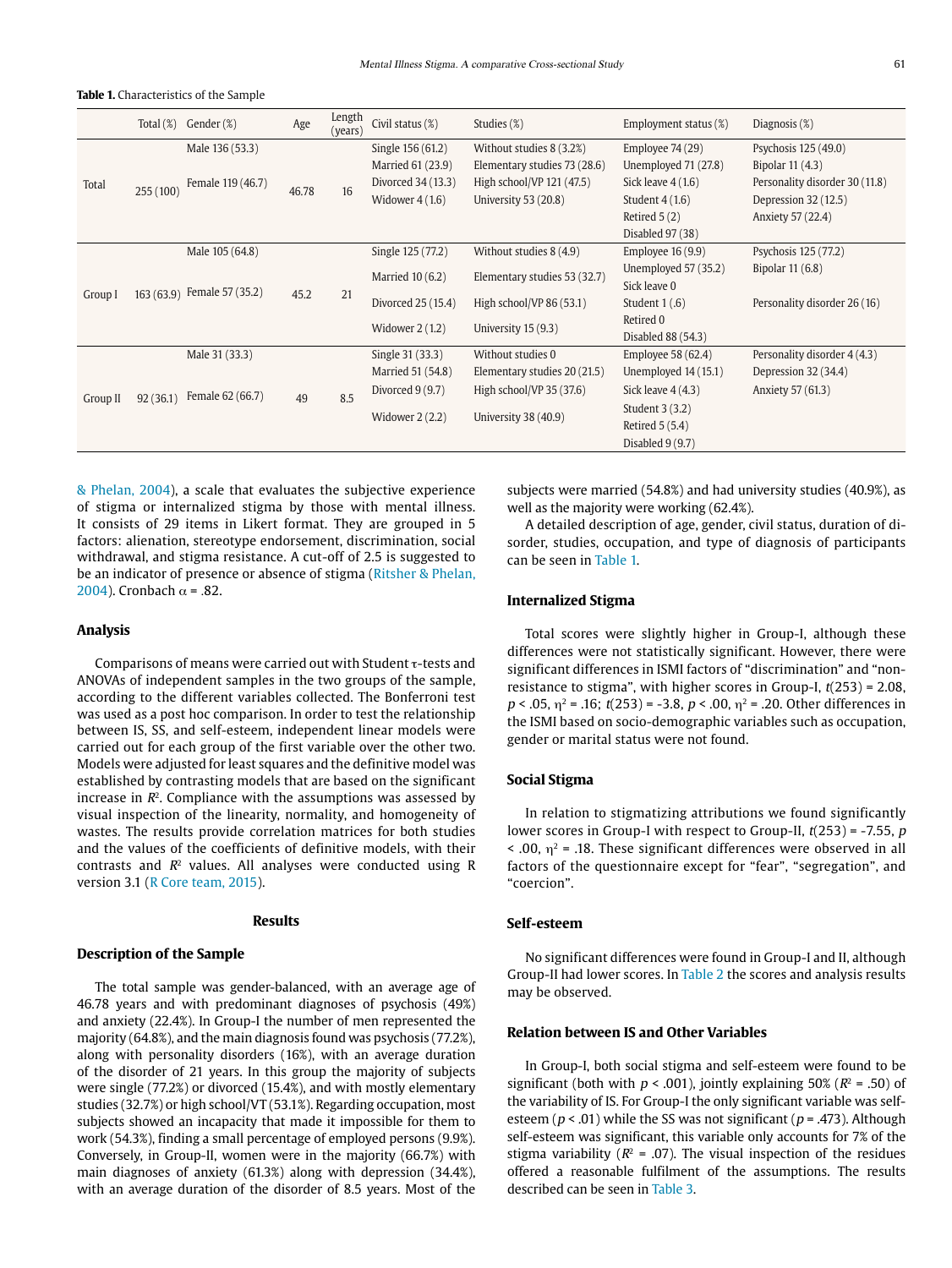**Table 1.** Characteristics of the Sample

| | Total (%) | Gender (%) | Age | Length (years) | Civil status (%) | Studies (%) | Employment status (%) | Diagnosis (%) |
|---|---|---|---|---|---|---|---|---|
| Total | 255 (100) | Male 136 (53.3)<br>Female 119 (46.7) | 46.78 | 16 | Single 156 (61.2)<br>Married 61 (23.9)<br>Divorced 34 (13.3)<br>Widower 4 (1.6) | Without studies 8 (3.2%)<br>Elementary studies 73 (28.6)<br>High school/VP 121 (47.5)<br>University 53 (20.8) | Employee 74 (29)<br>Unemployed 71 (27.8)<br>Sick leave 4 (1.6)<br>Student 4 (1.6)<br>Retired 5 (2)<br>Disabled 97 (38) | Psychosis 125 (49.0)<br>Bipolar 11 (4.3)<br>Personality disorder 30 (11.8)<br>Depression 32 (12.5)<br>Anxiety 57 (22.4) |
| Group I | 163 (63.9) | Male 105 (64.8)<br>Female 57 (35.2) | 45.2 | 21 | Single 125 (77.2)<br>Married 10 (6.2)<br>Divorced 25 (15.4)<br>Widower 2 (1.2) | Without studies 8 (4.9)<br>Elementary studies 53 (32.7)<br>High school/VP 86 (53.1)<br>University 15 (9.3) | Employee 16 (9.9)<br>Unemployed 57 (35.2)<br>Sick leave 0<br>Student 1 (.6)<br>Retired 0<br>Disabled 88 (54.3) | Psychosis 125 (77.2)<br>Bipolar 11 (6.8)<br>Personality disorder 26 (16) |
| Group II | 92 (36.1) | Male 31 (33.3)<br>Female 62 (66.7) | 49 | 8.5 | Single 31 (33.3)<br>Married 51 (54.8)<br>Divorced 9 (9.7)<br>Widower 2 (2.2) | Without studies 0<br>Elementary studies 20 (21.5)<br>High school/VP 35 (37.6)<br>University 38 (40.9) | Employee 58 (62.4)<br>Unemployed 14 (15.1)<br>Sick leave 4 (4.3)<br>Student 3 (3.2)<br>Retired 5 (5.4)<br>Disabled 9 (9.7) | Personality disorder 4 (4.3)<br>Depression 32 (34.4)<br>Anxiety 57 (61.3) |

& Phelan, 2004), a scale that evaluates the subjective experience of stigma or internalized stigma by those with mental illness. It consists of 29 items in Likert format. They are grouped in 5 factors: alienation, stereotype endorsement, discrimination, social withdrawal, and stigma resistance. A cut-off of 2.5 is suggested to be an indicator of presence or absence of stigma (Ritsher & Phelan, 2004). Cronbach $\alpha$ = .82.

### Analysis

Comparisons of means were carried out with Student $\tau$-tests and ANOVAs of independent samples in the two groups of the sample, according to the different variables collected. The Bonferroni test was used as a post hoc comparison. In order to test the relationship between IS, SS, and self-esteem, independent linear models were carried out for each group of the first variable over the other two. Models were adjusted for least squares and the definitive model was established by contrasting models that are based on the significant increase in $R^2$. Compliance with the assumptions was assessed by visual inspection of the linearity, normality, and homogeneity of wastes. The results provide correlation matrices for both studies and the values of the coefficients of definitive models, with their contrasts and $R^2$ values. All analyses were conducted using R version 3.1 (R Core team, 2015).

## Results

### Description of the Sample

The total sample was gender-balanced, with an average age of 46.78 years and with predominant diagnoses of psychosis (49%) and anxiety (22.4%). In Group-I the number of men represented the majority (64.8%), and the main diagnosis found was psychosis (77.2%), along with personality disorders (16%), with an average duration of the disorder of 21 years. In this group the majority of subjects were single (77.2%) or divorced (15.4%), and with mostly elementary studies (32.7%) or high school/VT (53.1%). Regarding occupation, most subjects showed an incapacity that made it impossible for them to work (54.3%), finding a small percentage of employed persons (9.9%). Conversely, in Group-II, women were in the majority (66.7%) with main diagnoses of anxiety (61.3%) along with depression (34.4%), with an average duration of the disorder of 8.5 years. Most of the subjects were married (54.8%) and had university studies (40.9%), as well as the majority were working (62.4%).

A detailed description of age, gender, civil status, duration of disorder, studies, occupation, and type of diagnosis of participants can be seen in Table 1.

### Internalized Stigma

Total scores were slightly higher in Group-I, although these differences were not statistically significant. However, there were significant differences in ISMI factors of "discrimination" and "non-resistance to stigma", with higher scores in Group-I, $t(253) = 2.08$, $p < .05$, $\eta^2 = .16$; $t(253) = -3.8$, $p < .00$, $\eta^2 = .20$. Other differences in the ISMI based on socio-demographic variables such as occupation, gender or marital status were not found.

### Social Stigma

In relation to stigmatizing attributions we found significantly lower scores in Group-I with respect to Group-II, $t(253) = -7.55$, $p < .00$, $\eta^2 = .18$. These significant differences were observed in all factors of the questionnaire except for "fear", "segregation", and "coercion".

### Self-esteem

No significant differences were found in Group-I and II, although Group-II had lower scores. In Table 2 the scores and analysis results may be observed.

### Relation between IS and Other Variables

In Group-I, both social stigma and self-esteem were found to be significant (both with $p < .001$), jointly explaining 50% ($R^2 = .50$) of the variability of IS. For Group-I the only significant variable was self-esteem ($p < .01$) while the SS was not significant ($p = .473$). Although self-esteem was significant, this variable only accounts for 7% of the stigma variability ($R^2 = .07$). The visual inspection of the residues offered a reasonable fulfilment of the assumptions. The results described can be seen in Table 3.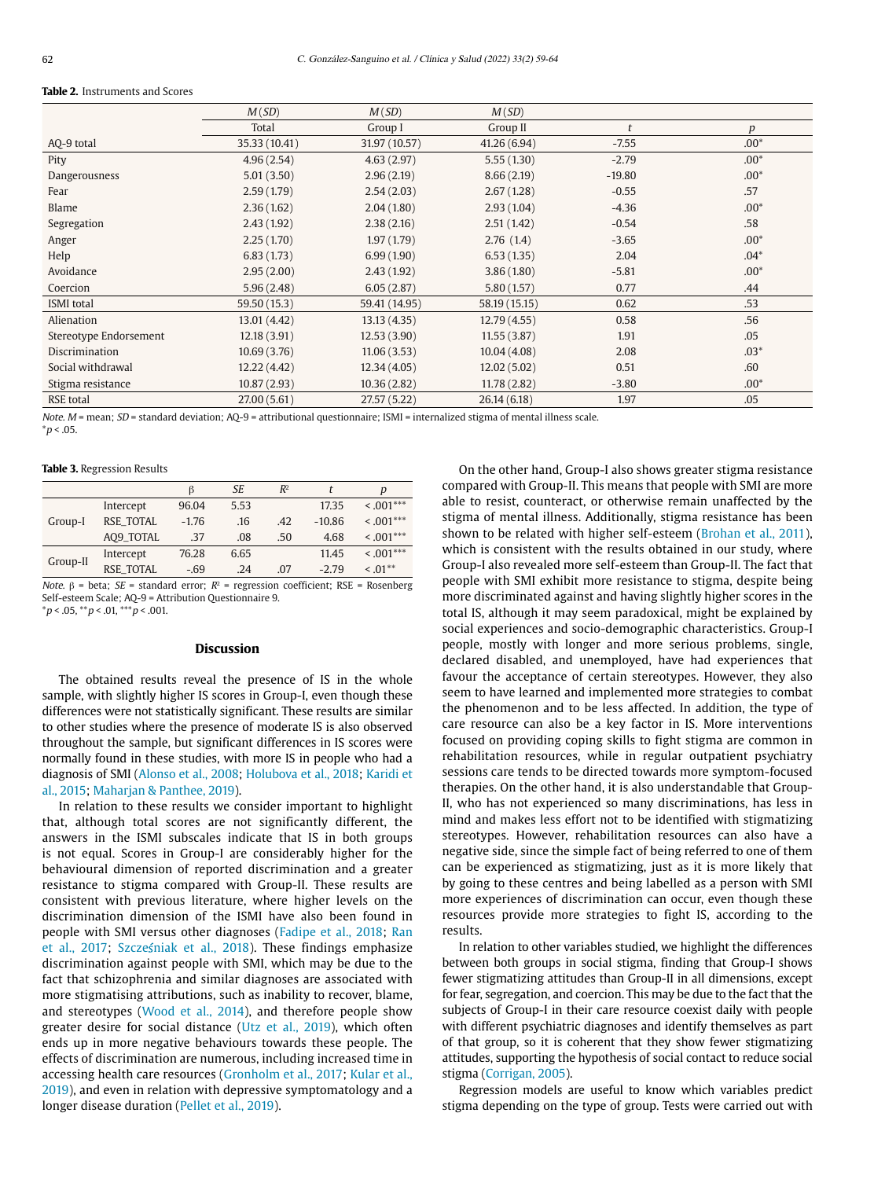**Table 2.** Instruments and Scores

| | *M* (*SD*) | *M* (*SD*) | *M* (*SD*) | | |
|---|---|---|---|---|---|
| | Total | Group I | Group II | *t* | *p* |
| AQ-9 total | 35.33 (10.41) | 31.97 (10.57) | 41.26 (6.94) | -7.55 | .00* |
| Pity | 4.96 (2.54) | 4.63 (2.97) | 5.55 (1.30) | -2.79 | .00* |
| Dangerousness | 5.01 (3.50) | 2.96 (2.19) | 8.66 (2.19) | -19.80 | .00* |
| Fear | 2.59 (1.79) | 2.54 (2.03) | 2.67 (1.28) | -0.55 | .57 |
| Blame | 2.36 (1.62) | 2.04 (1.80) | 2.93 (1.04) | -4.36 | .00* |
| Segregation | 2.43 (1.92) | 2.38 (2.16) | 2.51 (1.42) | -0.54 | .58 |
| Anger | 2.25 (1.70) | 1.97 (1.79) | 2.76 (1.4) | -3.65 | .00* |
| Help | 6.83 (1.73) | 6.99 (1.90) | 6.53 (1.35) | 2.04 | .04* |
| Avoidance | 2.95 (2.00) | 2.43 (1.92) | 3.86 (1.80) | -5.81 | .00* |
| Coercion | 5.96 (2.48) | 6.05 (2.87) | 5.80 (1.57) | 0.77 | .44 |
| ISMI total | 59.50 (15.3) | 59.41 (14.95) | 58.19 (15.15) | 0.62 | .53 |
| Alienation | 13.01 (4.42) | 13.13 (4.35) | 12.79 (4.55) | 0.58 | .56 |
| Stereotype Endorsement | 12.18 (3.91) | 12.53 (3.90) | 11.55 (3.87) | 1.91 | .05 |
| Discrimination | 10.69 (3.76) | 11.06 (3.53) | 10.04 (4.08) | 2.08 | .03* |
| Social withdrawal | 12.22 (4.42) | 12.34 (4.05) | 12.02 (5.02) | 0.51 | .60 |
| Stigma resistance | 10.87 (2.93) | 10.36 (2.82) | 11.78 (2.82) | -3.80 | .00* |
| RSE total | 27.00 (5.61) | 27.57 (5.22) | 26.14 (6.18) | 1.97 | .05 |

*Note. M* = mean; *SD* = standard deviation; AQ-9 = attributional questionnaire; ISMI = internalized stigma of mental illness scale.
*$p < .05$.

**Table 3.** Regression Results

| | | β | *SE* | $R^2$ | *t* | *p* |
|---|---|---|---|---|---|---|
| Group-I | Intercept | 96.04 | 5.53 | | 17.35 | < .001*** |
| | RSE_TOTAL | -1.76 | .16 | .42 | -10.86 | < .001*** |
| | AQ9_TOTAL | .37 | .08 | .50 | 4.68 | < .001*** |
| Group-II | Intercept | 76.28 | 6.65 | | 11.45 | < .001*** |
| | RSE_TOTAL | -.69 | .24 | .07 | -2.79 | < .01** |

*Note.* β = beta; *SE* = standard error; $R^2$ = regression coefficient; RSE = Rosenberg Self-esteem Scale; AQ-9 = Attribution Questionnaire 9.
*$p < .05$, **$p < .01$, ***$p < .001$.

## Discussion

The obtained results reveal the presence of IS in the whole sample, with slightly higher IS scores in Group-I, even though these differences were not statistically significant. These results are similar to other studies where the presence of moderate IS is also observed throughout the sample, but significant differences in IS scores were normally found in these studies, with more IS in people who had a diagnosis of SMI (Alonso et al., 2008; Holubova et al., 2018; Karidi et al., 2015; Maharjan & Panthee, 2019).

In relation to these results we consider important to highlight that, although total scores are not significantly different, the answers in the ISMI subscales indicate that IS in both groups is not equal. Scores in Group-I are considerably higher for the behavioural dimension of reported discrimination and a greater resistance to stigma compared with Group-II. These results are consistent with previous literature, where higher levels on the discrimination dimension of the ISMI have also been found in people with SMI versus other diagnoses (Fadipe et al., 2018; Ran et al., 2017; Szcześniak et al., 2018). These findings emphasize discrimination against people with SMI, which may be due to the fact that schizophrenia and similar diagnoses are associated with more stigmatising attributions, such as inability to recover, blame, and stereotypes (Wood et al., 2014), and therefore people show greater desire for social distance (Utz et al., 2019), which often ends up in more negative behaviours towards these people. The effects of discrimination are numerous, including increased time in accessing health care resources (Gronholm et al., 2017; Kular et al., 2019), and even in relation with depressive symptomatology and a longer disease duration (Pellet et al., 2019).

On the other hand, Group-I also shows greater stigma resistance compared with Group-II. This means that people with SMI are more able to resist, counteract, or otherwise remain unaffected by the stigma of mental illness. Additionally, stigma resistance has been shown to be related with higher self-esteem (Brohan et al., 2011), which is consistent with the results obtained in our study, where Group-I also revealed more self-esteem than Group-II. The fact that people with SMI exhibit more resistance to stigma, despite being more discriminated against and having slightly higher scores in the total IS, although it may seem paradoxical, might be explained by social experiences and socio-demographic characteristics. Group-I people, mostly with longer and more serious problems, single, declared disabled, and unemployed, have had experiences that favour the acceptance of certain stereotypes. However, they also seem to have learned and implemented more strategies to combat the phenomenon and to be less affected. In addition, the type of care resource can also be a key factor in IS. More interventions focused on providing coping skills to fight stigma are common in rehabilitation resources, while in regular outpatient psychiatry sessions care tends to be directed towards more symptom-focused therapies. On the other hand, it is also understandable that Group-II, who has not experienced so many discriminations, has less in mind and makes less effort not to be identified with stigmatizing stereotypes. However, rehabilitation resources can also have a negative side, since the simple fact of being referred to one of them can be experienced as stigmatizing, just as it is more likely that by going to these centres and being labelled as a person with SMI more experiences of discrimination can occur, even though these resources provide more strategies to fight IS, according to the results.

In relation to other variables studied, we highlight the differences between both groups in social stigma, finding that Group-I shows fewer stigmatizing attitudes than Group-II in all dimensions, except for fear, segregation, and coercion. This may be due to the fact that the subjects of Group-I in their care resource coexist daily with people with different psychiatric diagnoses and identify themselves as part of that group, so it is coherent that they show fewer stigmatizing attitudes, supporting the hypothesis of social contact to reduce social stigma (Corrigan, 2005).

Regression models are useful to know which variables predict stigma depending on the type of group. Tests were carried out with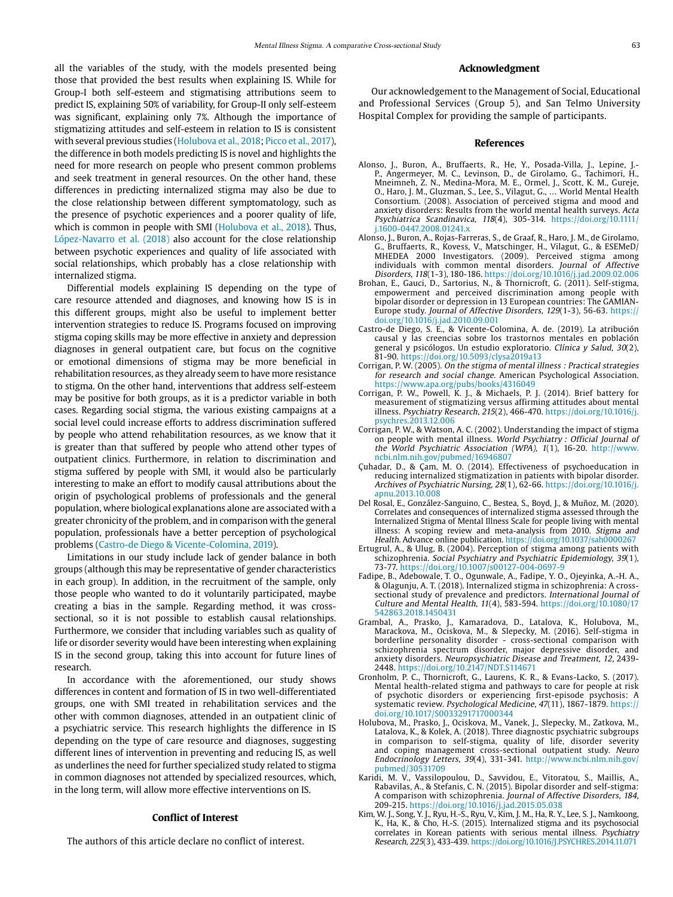all the variables of the study, with the models presented being those that provided the best results when explaining IS. While for Group-I both self-esteem and stigmatising attributions seem to predict IS, explaining 50% of variability, for Group-II only self-esteem was significant, explaining only 7%. Although the importance of stigmatizing attitudes and self-esteem in relation to IS is consistent with several previous studies (Holubova et al., 2018; Picco et al., 2017), the difference in both models predicting IS is novel and highlights the need for more research on people who present common problems and seek treatment in general resources. On the other hand, these differences in predicting internalized stigma may also be due to the close relationship between different symptomatology, such as the presence of psychotic experiences and a poorer quality of life, which is common in people with SMI (Holubova et al., 2018). Thus, López-Navarro et al. (2018) also account for the close relationship between psychotic experiences and quality of life associated with social relationships, which probably has a close relationship with internalized stigma.

Differential models explaining IS depending on the type of care resource attended and diagnoses, and knowing how IS is in this different groups, might also be useful to implement better intervention strategies to reduce IS. Programs focused on improving stigma coping skills may be more effective in anxiety and depression diagnoses in general outpatient care, but focus on the cognitive or emotional dimensions of stigma may be more beneficial in rehabilitation resources, as they already seem to have more resistance to stigma. On the other hand, interventions that address self-esteem may be positive for both groups, as it is a predictor variable in both cases. Regarding social stigma, the various existing campaigns at a social level could increase efforts to address discrimination suffered by people who attend rehabilitation resources, as we know that it is greater than that suffered by people who attend other types of outpatient clinics. Furthermore, in relation to discrimination and stigma suffered by people with SMI, it would also be particularly interesting to make an effort to modify causal attributions about the origin of psychological problems of professionals and the general population, where biological explanations alone are associated with a greater chronicity of the problem, and in comparison with the general population, professionals have a better perception of psychological problems (Castro-de Diego & Vicente-Colomina, 2019).

Limitations in our study include lack of gender balance in both groups (although this may be representative of gender characteristics in each group). In addition, in the recruitment of the sample, only those people who wanted to do it voluntarily participated, maybe creating a bias in the sample. Regarding method, it was cross-sectional, so it is not possible to establish causal relationships. Furthermore, we consider that including variables such as quality of life or disorder severity would have been interesting when explaining IS in the second group, taking this into account for future lines of research.

In accordance with the aforementioned, our study shows differences in content and formation of IS in two well-differentiated groups, one with SMI treated in rehabilitation services and the other with common diagnoses, attended in an outpatient clinic of a psychiatric service. This research highlights the difference in IS depending on the type of care resource and diagnoses, suggesting different lines of intervention in preventing and reducing IS, as well as underlines the need for further specialized study related to stigma in common diagnoses not attended by specialized resources, which, in the long term, will allow more effective interventions on IS.

## Conflict of Interest

The authors of this article declare no conflict of interest.

## Acknowledgment

Our acknowledgement to the Management of Social, Educational and Professional Services (Group 5), and San Telmo University Hospital Complex for providing the sample of participants.

## References

Alonso, J., Buron, A., Bruffaerts, R., He, Y., Posada-Villa, J., Lepine, J.-P., Angermeyer, M. C., Levinson, D., de Girolamo, G., Tachimori, H., Mneimneh, Z. N., Medina-Mora, M. E., Ormel, J., Scott, K. M., Gureje, O., Haro, J. M., Gluzman, S., Lee, S., Vilagut, G., … World Mental Health Consortium. (2008). Association of perceived stigma and mood and anxiety disorders: Results from the world mental health surveys. *Acta Psychiatrica Scandinavica, 118*(4), 305-314. https://doi.org/10.1111/j.1600-0447.2008.01241.x

Alonso, J., Buron, A., Rojas-Farreras, S., de Graaf, R., Haro, J. M., de Girolamo, G., Bruffaerts, R., Kovess, V., Matschinger, H., Vilagut, G., & ESEMeD/MHEDEA 2000 Investigators. (2009). Perceived stigma among individuals with common mental disorders. *Journal of Affective Disorders, 118*(1-3), 180-186. https://doi.org/10.1016/j.jad.2009.02.006

Brohan, E., Gauci, D., Sartorius, N., & Thornicroft, G. (2011). Self-stigma, empowerment and perceived discrimination among people with bipolar disorder or depression in 13 European countries: The GAMIAN-Europe study. *Journal of Affective Disorders, 129*(1-3), 56-63. https://doi.org/10.1016/j.jad.2010.09.001

Castro-de Diego, S. E., & Vicente-Colomina, A. de. (2019). La atribución causal y las creencias sobre los trastornos mentales en población general y psicólogos. Un estudio exploratorio. *Clínica y Salud, 30*(2), 81-90. https://doi.org/10.5093/clysa2019a13

Corrigan, P. W. (2005). *On the stigma of mental illness : Practical strategies for research and social change*. American Psychological Association. https://www.apa.org/pubs/books/4316049

Corrigan, P. W., Powell, K. J., & Michaels, P. J. (2014). Brief battery for measurement of stigmatizing versus affirming attitudes about mental illness. *Psychiatry Research, 215*(2), 466-470. https://doi.org/10.1016/j.psychres.2013.12.006

Corrigan, P. W., & Watson, A. C. (2002). Understanding the impact of stigma on people with mental illness. *World Psychiatry : Official Journal of the World Psychiatric Association (WPA), 1*(1), 16-20. http://www.ncbi.nlm.nih.gov/pubmed/16946807

Çuhadar, D., & Çam, M. O. (2014). Effectiveness of psychoeducation in reducing internalized stigmatization in patients with bipolar disorder. *Archives of Psychiatric Nursing, 28*(1), 62-66. https://doi.org/10.1016/j.apnu.2013.10.008

Del Rosal, E., González-Sanguino, C., Bestea, S., Boyd, J., & Muñoz, M. (2020). Correlates and consequences of internalized stigma assessed through the Internalized Stigma of Mental Illness Scale for people living with mental illness: A scoping review and meta-analysis from 2010. *Stigma and Health*. Advance online publication. https://doi.org/10.1037/sah0000267

Ertugrul, A., & Ulug, B. (2004). Perception of stigma among patients with schizophrenia. *Social Psychiatry and Psychiatric Epidemiology, 39*(1), 73-77. https://doi.org/10.1007/s00127-004-0697-9

Fadipe, B., Adebowale, T. O., Ogunwale, A., Fadipe, Y. O., Ojeyinka, A.-H. A., & Olagunju, A. T. (2018). Internalized stigma in schizophrenia: A cross-sectional study of prevalence and predictors. *International Journal of Culture and Mental Health, 11*(4), 583-594. https://doi.org/10.1080/17542863.2018.1450431

Grambal, A., Prasko, J., Kamaradova, D., Latalova, K., Holubova, M., Marackova, M., Ociskova, M., & Slepecky, M. (2016). Self-stigma in borderline personality disorder - cross-sectional comparison with schizophrenia spectrum disorder, major depressive disorder, and anxiety disorders. *Neuropsychiatric Disease and Treatment, 12*, 2439-2448. https://doi.org/10.2147/NDT.S114671

Gronholm, P. C., Thornicroft, G., Laurens, K. R., & Evans-Lacko, S. (2017). Mental health-related stigma and pathways to care for people at risk of psychotic disorders or experiencing first-episode psychosis: A systematic review. *Psychological Medicine, 47*(11), 1867-1879. https://doi.org/10.1017/S0033291717000344

Holubova, M., Prasko, J., Ociskova, M., Vanek, J., Slepecky, M., Zatkova, M., Latalova, K., & Kolek, A. (2018). Three diagnostic psychiatric subgroups in comparison to self-stigma, quality of life, disorder severity and coping management cross-sectional outpatient study. *Neuro Endocrinology Letters, 39*(4), 331-341. http://www.ncbi.nlm.nih.gov/pubmed/30531709

Karidi, M. V., Vassilopoulou, D., Savvidou, E., Vitoratou, S., Maillis, A., Rabavilas, A., & Stefanis, C. N. (2015). Bipolar disorder and self-stigma: A comparison with schizophrenia. *Journal of Affective Disorders, 184*, 209-215. https://doi.org/10.1016/j.jad.2015.05.038

Kim, W. J., Song, Y. J., Ryu, H.-S., Ryu, V., Kim, J. M., Ha, R. Y., Lee, S. J., Namkoong, K., Ha, K., & Cho, H.-S. (2015). Internalized stigma and its psychosocial correlates in Korean patients with serious mental illness. *Psychiatry Research, 225*(3), 433-439. https://doi.org/10.1016/J.PSYCHRES.2014.11.071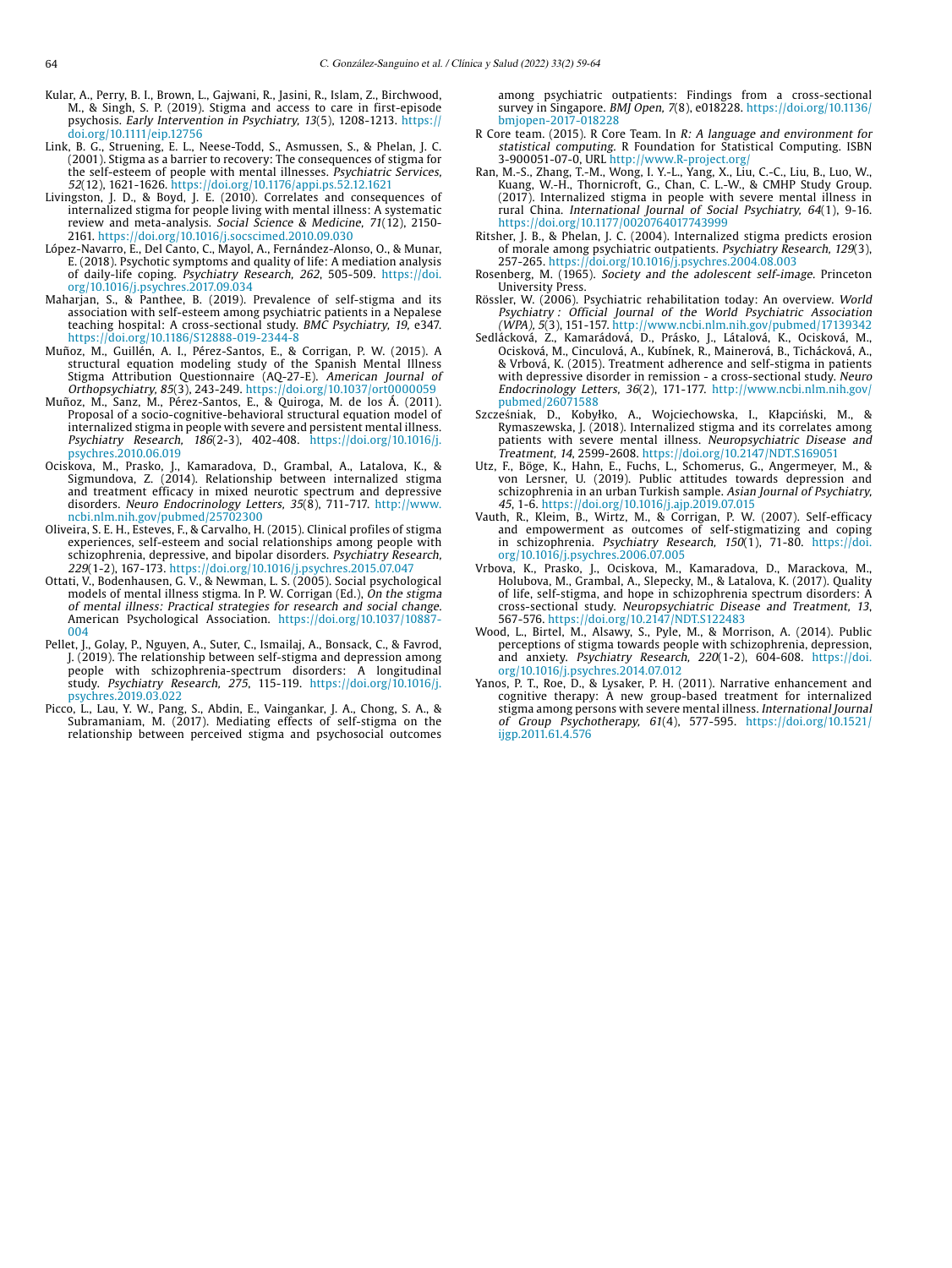Kular, A., Perry, B. I., Brown, L., Gajwani, R., Jasini, R., Islam, Z., Birchwood, M., & Singh, S. P. (2019). Stigma and access to care in first-episode psychosis. *Early Intervention in Psychiatry, 13*(5), 1208-1213. https://doi.org/10.1111/eip.12756

Link, B. G., Struening, E. L., Neese-Todd, S., Asmussen, S., & Phelan, J. C. (2001). Stigma as a barrier to recovery: The consequences of stigma for the self-esteem of people with mental illnesses. *Psychiatric Services, 52*(12), 1621-1626. https://doi.org/10.1176/appi.ps.52.12.1621

Livingston, J. D., & Boyd, J. E. (2010). Correlates and consequences of internalized stigma for people living with mental illness: A systematic review and meta-analysis. *Social Science & Medicine, 71*(12), 2150-2161. https://doi.org/10.1016/j.socscimed.2010.09.030

López-Navarro, E., Del Canto, C., Mayol, A., Fernández-Alonso, O., & Munar, E. (2018). Psychotic symptoms and quality of life: A mediation analysis of daily-life coping. *Psychiatry Research, 262*, 505-509. https://doi.org/10.1016/j.psychres.2017.09.034

Maharjan, S., & Panthee, B. (2019). Prevalence of self-stigma and its association with self-esteem among psychiatric patients in a Nepalese teaching hospital: A cross-sectional study. *BMC Psychiatry, 19*, e347. https://doi.org/10.1186/S12888-019-2344-8

Muñoz, M., Guillén, A. I., Pérez-Santos, E., & Corrigan, P. W. (2015). A structural equation modeling study of the Spanish Mental Illness Stigma Attribution Questionnaire (AQ-27-E). *American Journal of Orthopsychiatry, 85*(3), 243-249. https://doi.org/10.1037/ort0000059

Muñoz, M., Sanz, M., Pérez-Santos, E., & Quiroga, M. de los Á. (2011). Proposal of a socio-cognitive-behavioral structural equation model of internalized stigma in people with severe and persistent mental illness. *Psychiatry Research, 186*(2-3), 402-408. https://doi.org/10.1016/j.psychres.2010.06.019

Ociskova, M., Prasko, J., Kamaradova, D., Grambal, A., Latalova, K., & Sigmundova, Z. (2014). Relationship between internalized stigma and treatment efficacy in mixed neurotic spectrum and depressive disorders. *Neuro Endocrinology Letters, 35*(8), 711-717. http://www.ncbi.nlm.nih.gov/pubmed/25702300

Oliveira, S. E. H., Esteves, F., & Carvalho, H. (2015). Clinical profiles of stigma experiences, self-esteem and social relationships among people with schizophrenia, depressive, and bipolar disorders. *Psychiatry Research, 229*(1-2), 167-173. https://doi.org/10.1016/j.psychres.2015.07.047

Ottati, V., Bodenhausen, G. V., & Newman, L. S. (2005). Social psychological models of mental illness stigma. In P. W. Corrigan (Ed.), *On the stigma of mental illness: Practical strategies for research and social change.* American Psychological Association. https://doi.org/10.1037/10887-004

Pellet, J., Golay, P., Nguyen, A., Suter, C., Ismailaj, A., Bonsack, C., & Favrod, J. (2019). The relationship between self-stigma and depression among people with schizophrenia-spectrum disorders: A longitudinal study. *Psychiatry Research, 275*, 115-119. https://doi.org/10.1016/j.psychres.2019.03.022

Picco, L., Lau, Y. W., Pang, S., Abdin, E., Vaingankar, J. A., Chong, S. A., & Subramaniam, M. (2017). Mediating effects of self-stigma on the relationship between perceived stigma and psychosocial outcomes among psychiatric outpatients: Findings from a cross-sectional survey in Singapore. *BMJ Open, 7*(8), e018228. https://doi.org/10.1136/bmjopen-2017-018228

R Core team. (2015). R Core Team. In *R: A language and environment for statistical computing.* R Foundation for Statistical Computing. ISBN 3-900051-07-0, URL http://www.R-project.org/

Ran, M.-S., Zhang, T.-M., Wong, I. Y.-L., Yang, X., Liu, C.-C., Liu, B., Luo, W., Kuang, W.-H., Thornicroft, G., Chan, C. L.-W., & CMHP Study Group. (2017). Internalized stigma in people with severe mental illness in rural China. *International Journal of Social Psychiatry, 64*(1), 9-16. https://doi.org/10.1177/0020764017743999

Ritsher, J. B., & Phelan, J. C. (2004). Internalized stigma predicts erosion of morale among psychiatric outpatients. *Psychiatry Research, 129*(3), 257-265. https://doi.org/10.1016/j.psychres.2004.08.003

Rosenberg, M. (1965). *Society and the adolescent self-image.* Princeton University Press.

Rössler, W. (2006). Psychiatric rehabilitation today: An overview. *World Psychiatry : Official Journal of the World Psychiatric Association (WPA), 5*(3), 151-157. http://www.ncbi.nlm.nih.gov/pubmed/17139342

Sedlácková, Z., Kamarádová, D., Prásko, J., Látalová, K., Ocisková, M., Ocisková, M., Cinculová, A., Kubínek, R., Mainerová, B., Tichácková, A., & Vrbová, K. (2015). Treatment adherence and self-stigma in patients with depressive disorder in remission - a cross-sectional study. *Neuro Endocrinology Letters, 36*(2), 171-177. http://www.ncbi.nlm.nih.gov/pubmed/26071588

Szcześniak, D., Kobyłko, A., Wojciechowska, I., Kłapciński, M., & Rymaszewska, J. (2018). Internalized stigma and its correlates among patients with severe mental illness. *Neuropsychiatric Disease and Treatment, 14*, 2599-2608. https://doi.org/10.2147/NDT.S169051

Utz, F., Böge, K., Hahn, E., Fuchs, L., Schomerus, G., Angermeyer, M., & von Lersner, U. (2019). Public attitudes towards depression and schizophrenia in an urban Turkish sample. *Asian Journal of Psychiatry, 45*, 1-6. https://doi.org/10.1016/j.ajp.2019.07.015

Vauth, R., Kleim, B., Wirtz, M., & Corrigan, P. W. (2007). Self-efficacy and empowerment as outcomes of self-stigmatizing and coping in schizophrenia. *Psychiatry Research, 150*(1), 71-80. https://doi.org/10.1016/j.psychres.2006.07.005

Vrbova, K., Prasko, J., Ociskova, M., Kamaradova, D., Marackova, M., Holubova, M., Grambal, A., Slepecky, M., & Latalova, K. (2017). Quality of life, self-stigma, and hope in schizophrenia spectrum disorders: A cross-sectional study. *Neuropsychiatric Disease and Treatment, 13*, 567-576. https://doi.org/10.2147/NDT.S122483

Wood, L., Birtel, M., Alsawy, S., Pyle, M., & Morrison, A. (2014). Public perceptions of stigma towards people with schizophrenia, depression, and anxiety. *Psychiatry Research, 220*(1-2), 604-608. https://doi.org/10.1016/j.psychres.2014.07.012

Yanos, P. T., Roe, D., & Lysaker, P. H. (2011). Narrative enhancement and cognitive therapy: A new group-based treatment for internalized stigma among persons with severe mental illness. *International Journal of Group Psychotherapy, 61*(4), 577-595. https://doi.org/10.1521/ijgp.2011.61.4.576